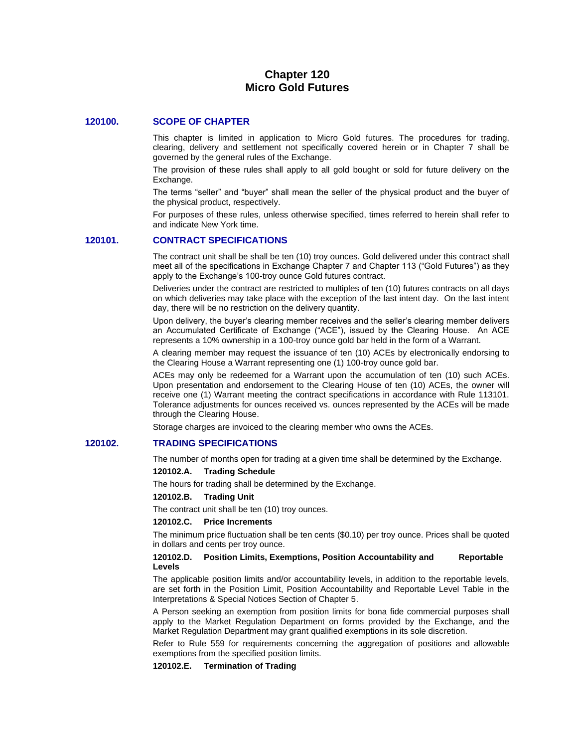# Chapter 120
# Micro Gold Futures

## 120100. SCOPE OF CHAPTER

This chapter is limited in application to Micro Gold futures. The procedures for trading, clearing, delivery and settlement not specifically covered herein or in Chapter 7 shall be governed by the general rules of the Exchange.

The provision of these rules shall apply to all gold bought or sold for future delivery on the Exchange.

The terms "seller" and "buyer" shall mean the seller of the physical product and the buyer of the physical product, respectively.

For purposes of these rules, unless otherwise specified, times referred to herein shall refer to and indicate New York time.

## 120101. CONTRACT SPECIFICATIONS

The contract unit shall be shall be ten (10) troy ounces. Gold delivered under this contract shall meet all of the specifications in Exchange Chapter 7 and Chapter 113 ("Gold Futures") as they apply to the Exchange's 100-troy ounce Gold futures contract.

Deliveries under the contract are restricted to multiples of ten (10) futures contracts on all days on which deliveries may take place with the exception of the last intent day. On the last intent day, there will be no restriction on the delivery quantity.

Upon delivery, the buyer's clearing member receives and the seller's clearing member delivers an Accumulated Certificate of Exchange ("ACE"), issued by the Clearing House. An ACE represents a 10% ownership in a 100-troy ounce gold bar held in the form of a Warrant.

A clearing member may request the issuance of ten (10) ACEs by electronically endorsing to the Clearing House a Warrant representing one (1) 100-troy ounce gold bar.

ACEs may only be redeemed for a Warrant upon the accumulation of ten (10) such ACEs. Upon presentation and endorsement to the Clearing House of ten (10) ACEs, the owner will receive one (1) Warrant meeting the contract specifications in accordance with Rule 113101. Tolerance adjustments for ounces received vs. ounces represented by the ACEs will be made through the Clearing House.

Storage charges are invoiced to the clearing member who owns the ACEs.

## 120102. TRADING SPECIFICATIONS

The number of months open for trading at a given time shall be determined by the Exchange.

### 120102.A. Trading Schedule

The hours for trading shall be determined by the Exchange.

### 120102.B. Trading Unit

The contract unit shall be ten (10) troy ounces.

### 120102.C. Price Increments

The minimum price fluctuation shall be ten cents ($0.10) per troy ounce. Prices shall be quoted in dollars and cents per troy ounce.

### 120102.D. Position Limits, Exemptions, Position Accountability and Reportable Levels

The applicable position limits and/or accountability levels, in addition to the reportable levels, are set forth in the Position Limit, Position Accountability and Reportable Level Table in the Interpretations & Special Notices Section of Chapter 5.

A Person seeking an exemption from position limits for bona fide commercial purposes shall apply to the Market Regulation Department on forms provided by the Exchange, and the Market Regulation Department may grant qualified exemptions in its sole discretion.

Refer to Rule 559 for requirements concerning the aggregation of positions and allowable exemptions from the specified position limits.

### 120102.E. Termination of Trading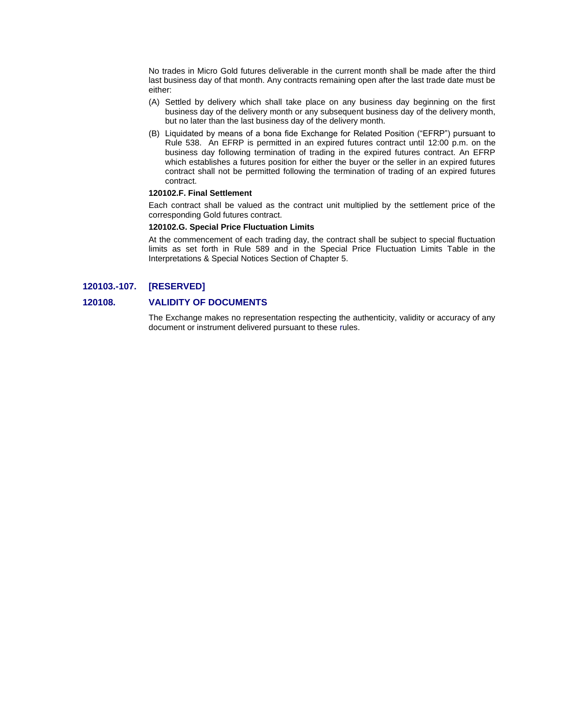No trades in Micro Gold futures deliverable in the current month shall be made after the third last business day of that month. Any contracts remaining open after the last trade date must be either:

(A) Settled by delivery which shall take place on any business day beginning on the first business day of the delivery month or any subsequent business day of the delivery month, but no later than the last business day of the delivery month.

(B) Liquidated by means of a bona fide Exchange for Related Position ("EFRP") pursuant to Rule 538. An EFRP is permitted in an expired futures contract until 12:00 p.m. on the business day following termination of trading in the expired futures contract. An EFRP which establishes a futures position for either the buyer or the seller in an expired futures contract shall not be permitted following the termination of trading of an expired futures contract.

**120102.F. Final Settlement**

Each contract shall be valued as the contract unit multiplied by the settlement price of the corresponding Gold futures contract.

**120102.G. Special Price Fluctuation Limits**

At the commencement of each trading day, the contract shall be subject to special fluctuation limits as set forth in Rule 589 and in the Special Price Fluctuation Limits Table in the Interpretations & Special Notices Section of Chapter 5.

## 120103.-107. [RESERVED]

## 120108. VALIDITY OF DOCUMENTS

The Exchange makes no representation respecting the authenticity, validity or accuracy of any document or instrument delivered pursuant to these rules.